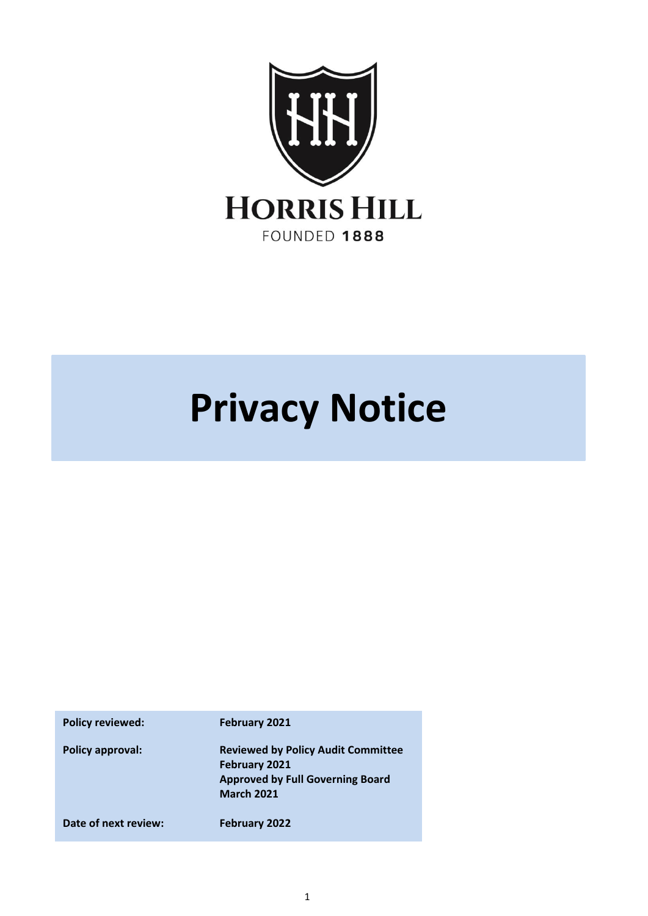HORRIS HILL

FOUNDED 1888

# Privacy Notice

| | |
|---|---|
| **Policy reviewed:** | **February 2021** |
| **Policy approval:** | **Reviewed by Policy Audit Committee February 2021**<br>**Approved by Full Governing Board March 2021** |
| **Date of next review:** | **February 2022** |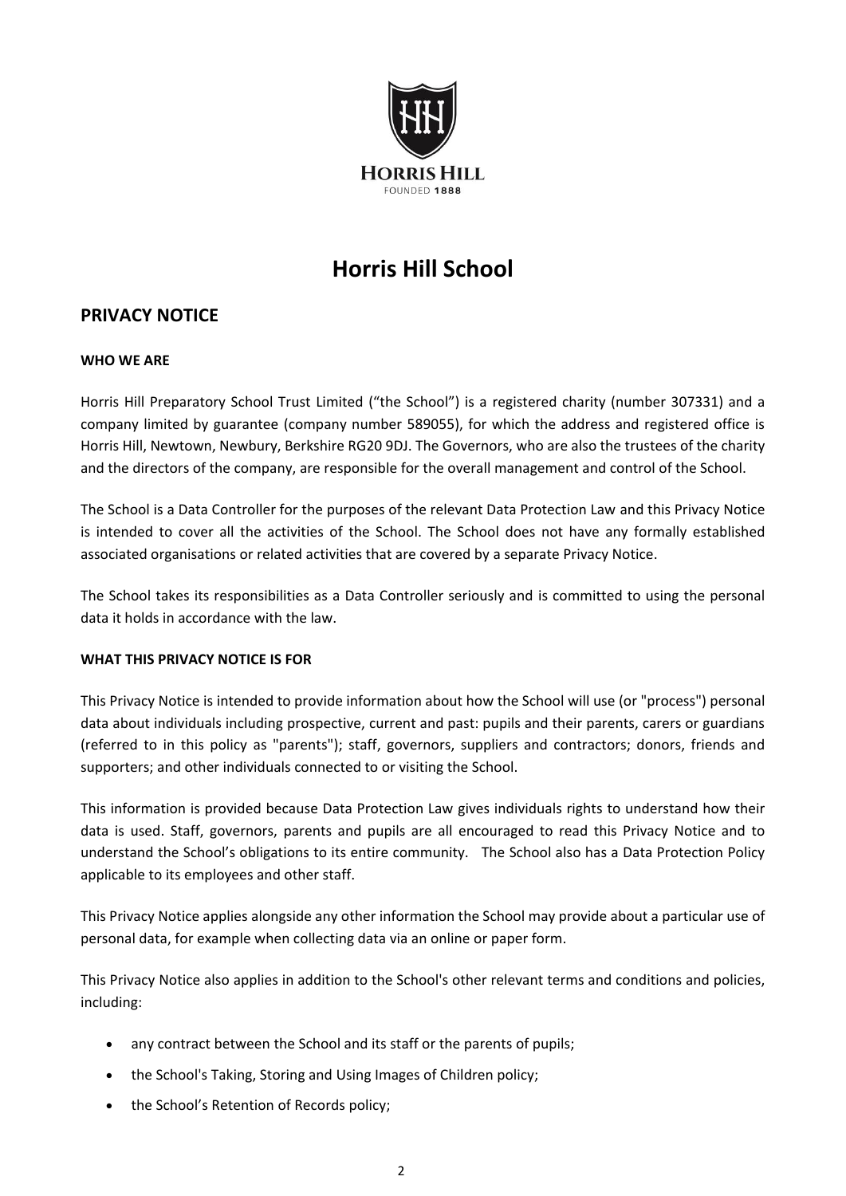# Horris Hill School

## PRIVACY NOTICE

**WHO WE ARE**

Horris Hill Preparatory School Trust Limited ("the School") is a registered charity (number 307331) and a company limited by guarantee (company number 589055), for which the address and registered office is Horris Hill, Newtown, Newbury, Berkshire RG20 9DJ. The Governors, who are also the trustees of the charity and the directors of the company, are responsible for the overall management and control of the School.

The School is a Data Controller for the purposes of the relevant Data Protection Law and this Privacy Notice is intended to cover all the activities of the School. The School does not have any formally established associated organisations or related activities that are covered by a separate Privacy Notice.

The School takes its responsibilities as a Data Controller seriously and is committed to using the personal data it holds in accordance with the law.

**WHAT THIS PRIVACY NOTICE IS FOR**

This Privacy Notice is intended to provide information about how the School will use (or "process") personal data about individuals including prospective, current and past: pupils and their parents, carers or guardians (referred to in this policy as "parents"); staff, governors, suppliers and contractors; donors, friends and supporters; and other individuals connected to or visiting the School.

This information is provided because Data Protection Law gives individuals rights to understand how their data is used. Staff, governors, parents and pupils are all encouraged to read this Privacy Notice and to understand the School's obligations to its entire community. The School also has a Data Protection Policy applicable to its employees and other staff.

This Privacy Notice applies alongside any other information the School may provide about a particular use of personal data, for example when collecting data via an online or paper form.

This Privacy Notice also applies in addition to the School's other relevant terms and conditions and policies, including:

- any contract between the School and its staff or the parents of pupils;
- the School's Taking, Storing and Using Images of Children policy;
- the School's Retention of Records policy;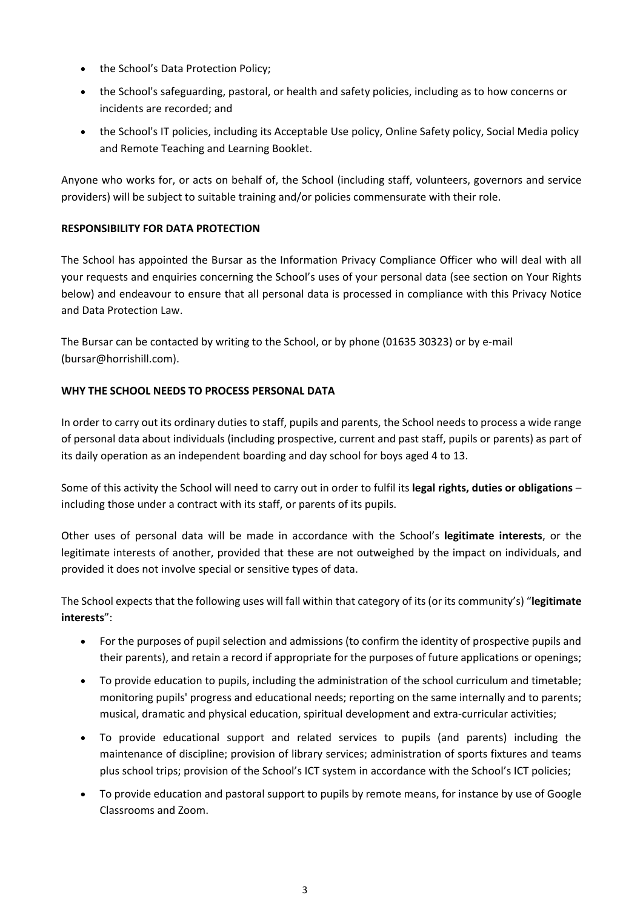- the School's Data Protection Policy;
- the School's safeguarding, pastoral, or health and safety policies, including as to how concerns or incidents are recorded; and
- the School's IT policies, including its Acceptable Use policy, Online Safety policy, Social Media policy and Remote Teaching and Learning Booklet.

Anyone who works for, or acts on behalf of, the School (including staff, volunteers, governors and service providers) will be subject to suitable training and/or policies commensurate with their role.

**RESPONSIBILITY FOR DATA PROTECTION**

The School has appointed the Bursar as the Information Privacy Compliance Officer who will deal with all your requests and enquiries concerning the School's uses of your personal data (see section on Your Rights below) and endeavour to ensure that all personal data is processed in compliance with this Privacy Notice and Data Protection Law.

The Bursar can be contacted by writing to the School, or by phone (01635 30323) or by e-mail (bursar@horrishill.com).

**WHY THE SCHOOL NEEDS TO PROCESS PERSONAL DATA**

In order to carry out its ordinary duties to staff, pupils and parents, the School needs to process a wide range of personal data about individuals (including prospective, current and past staff, pupils or parents) as part of its daily operation as an independent boarding and day school for boys aged 4 to 13.

Some of this activity the School will need to carry out in order to fulfil its **legal rights, duties or obligations** – including those under a contract with its staff, or parents of its pupils.

Other uses of personal data will be made in accordance with the School's **legitimate interests**, or the legitimate interests of another, provided that these are not outweighed by the impact on individuals, and provided it does not involve special or sensitive types of data.

The School expects that the following uses will fall within that category of its (or its community's) "**legitimate interests**":

- For the purposes of pupil selection and admissions (to confirm the identity of prospective pupils and their parents), and retain a record if appropriate for the purposes of future applications or openings;
- To provide education to pupils, including the administration of the school curriculum and timetable; monitoring pupils' progress and educational needs; reporting on the same internally and to parents; musical, dramatic and physical education, spiritual development and extra-curricular activities;
- To provide educational support and related services to pupils (and parents) including the maintenance of discipline; provision of library services; administration of sports fixtures and teams plus school trips; provision of the School's ICT system in accordance with the School's ICT policies;
- To provide education and pastoral support to pupils by remote means, for instance by use of Google Classrooms and Zoom.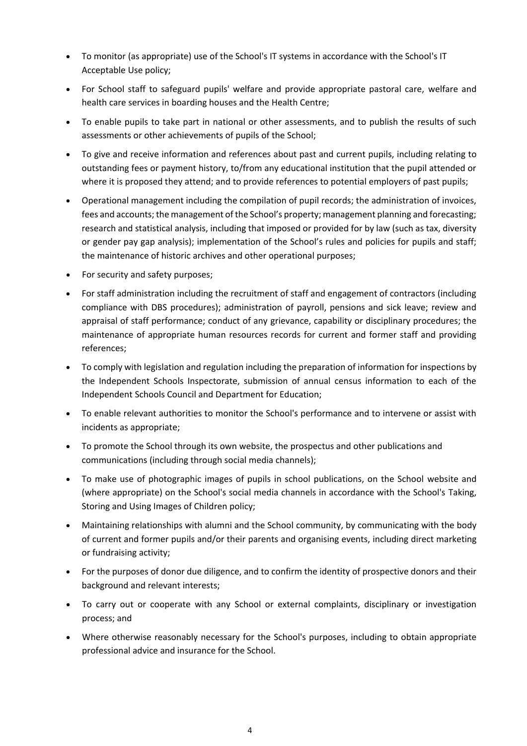- To monitor (as appropriate) use of the School's IT systems in accordance with the School's IT Acceptable Use policy;
- For School staff to safeguard pupils' welfare and provide appropriate pastoral care, welfare and health care services in boarding houses and the Health Centre;
- To enable pupils to take part in national or other assessments, and to publish the results of such assessments or other achievements of pupils of the School;
- To give and receive information and references about past and current pupils, including relating to outstanding fees or payment history, to/from any educational institution that the pupil attended or where it is proposed they attend; and to provide references to potential employers of past pupils;
- Operational management including the compilation of pupil records; the administration of invoices, fees and accounts; the management of the School's property; management planning and forecasting; research and statistical analysis, including that imposed or provided for by law (such as tax, diversity or gender pay gap analysis); implementation of the School's rules and policies for pupils and staff; the maintenance of historic archives and other operational purposes;
- For security and safety purposes;
- For staff administration including the recruitment of staff and engagement of contractors (including compliance with DBS procedures); administration of payroll, pensions and sick leave; review and appraisal of staff performance; conduct of any grievance, capability or disciplinary procedures; the maintenance of appropriate human resources records for current and former staff and providing references;
- To comply with legislation and regulation including the preparation of information for inspections by the Independent Schools Inspectorate, submission of annual census information to each of the Independent Schools Council and Department for Education;
- To enable relevant authorities to monitor the School's performance and to intervene or assist with incidents as appropriate;
- To promote the School through its own website, the prospectus and other publications and communications (including through social media channels);
- To make use of photographic images of pupils in school publications, on the School website and (where appropriate) on the School's social media channels in accordance with the School's Taking, Storing and Using Images of Children policy;
- Maintaining relationships with alumni and the School community, by communicating with the body of current and former pupils and/or their parents and organising events, including direct marketing or fundraising activity;
- For the purposes of donor due diligence, and to confirm the identity of prospective donors and their background and relevant interests;
- To carry out or cooperate with any School or external complaints, disciplinary or investigation process; and
- Where otherwise reasonably necessary for the School's purposes, including to obtain appropriate professional advice and insurance for the School.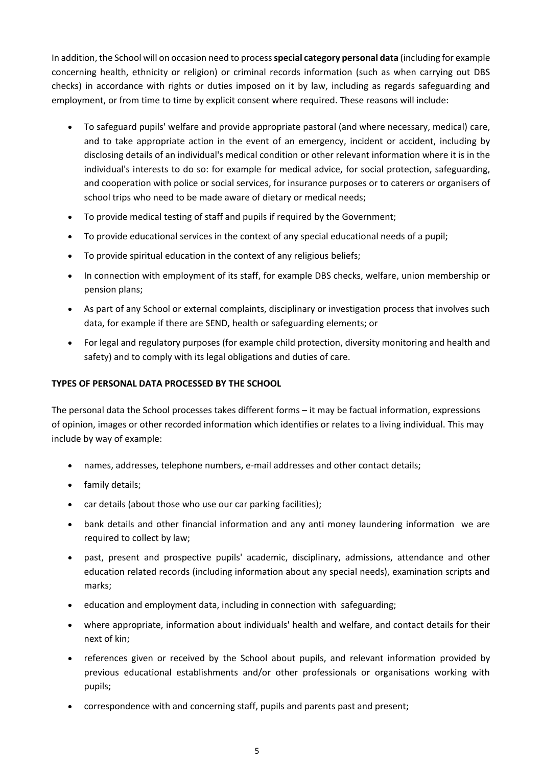In addition, the School will on occasion need to process **special category personal data** (including for example concerning health, ethnicity or religion) or criminal records information (such as when carrying out DBS checks) in accordance with rights or duties imposed on it by law, including as regards safeguarding and employment, or from time to time by explicit consent where required. These reasons will include:

- To safeguard pupils' welfare and provide appropriate pastoral (and where necessary, medical) care, and to take appropriate action in the event of an emergency, incident or accident, including by disclosing details of an individual's medical condition or other relevant information where it is in the individual's interests to do so: for example for medical advice, for social protection, safeguarding, and cooperation with police or social services, for insurance purposes or to caterers or organisers of school trips who need to be made aware of dietary or medical needs;
- To provide medical testing of staff and pupils if required by the Government;
- To provide educational services in the context of any special educational needs of a pupil;
- To provide spiritual education in the context of any religious beliefs;
- In connection with employment of its staff, for example DBS checks, welfare, union membership or pension plans;
- As part of any School or external complaints, disciplinary or investigation process that involves such data, for example if there are SEND, health or safeguarding elements; or
- For legal and regulatory purposes (for example child protection, diversity monitoring and health and safety) and to comply with its legal obligations and duties of care.

**TYPES OF PERSONAL DATA PROCESSED BY THE SCHOOL**

The personal data the School processes takes different forms – it may be factual information, expressions of opinion, images or other recorded information which identifies or relates to a living individual. This may include by way of example:

- names, addresses, telephone numbers, e-mail addresses and other contact details;
- family details;
- car details (about those who use our car parking facilities);
- bank details and other financial information and any anti money laundering information we are required to collect by law;
- past, present and prospective pupils' academic, disciplinary, admissions, attendance and other education related records (including information about any special needs), examination scripts and marks;
- education and employment data, including in connection with safeguarding;
- where appropriate, information about individuals' health and welfare, and contact details for their next of kin;
- references given or received by the School about pupils, and relevant information provided by previous educational establishments and/or other professionals or organisations working with pupils;
- correspondence with and concerning staff, pupils and parents past and present;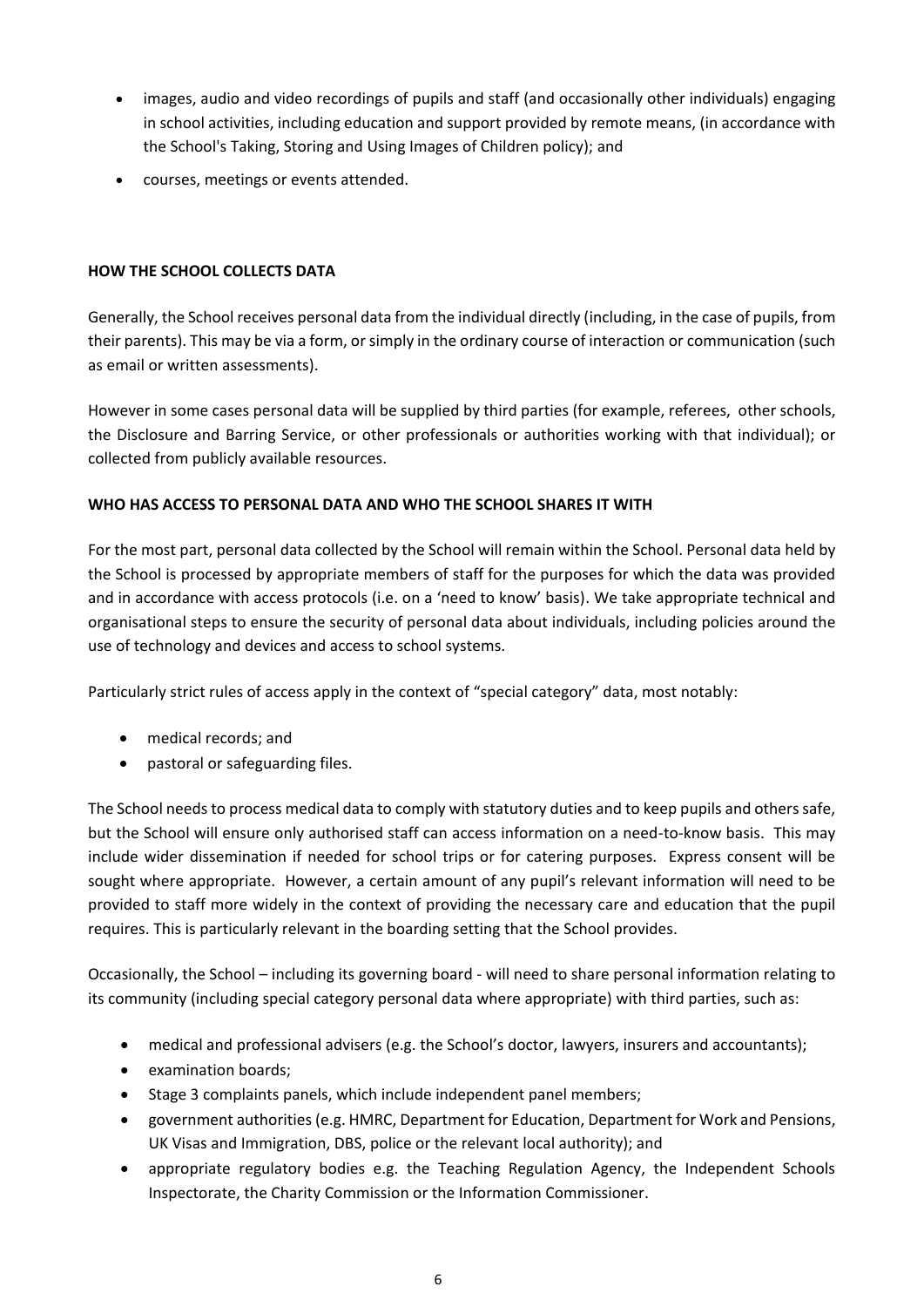- images, audio and video recordings of pupils and staff (and occasionally other individuals) engaging in school activities, including education and support provided by remote means, (in accordance with the School's Taking, Storing and Using Images of Children policy); and
- courses, meetings or events attended.

**HOW THE SCHOOL COLLECTS DATA**

Generally, the School receives personal data from the individual directly (including, in the case of pupils, from their parents). This may be via a form, or simply in the ordinary course of interaction or communication (such as email or written assessments).

However in some cases personal data will be supplied by third parties (for example, referees, other schools, the Disclosure and Barring Service, or other professionals or authorities working with that individual); or collected from publicly available resources.

**WHO HAS ACCESS TO PERSONAL DATA AND WHO THE SCHOOL SHARES IT WITH**

For the most part, personal data collected by the School will remain within the School. Personal data held by the School is processed by appropriate members of staff for the purposes for which the data was provided and in accordance with access protocols (i.e. on a 'need to know' basis). We take appropriate technical and organisational steps to ensure the security of personal data about individuals, including policies around the use of technology and devices and access to school systems.

Particularly strict rules of access apply in the context of "special category" data, most notably:

- medical records; and
- pastoral or safeguarding files.

The School needs to process medical data to comply with statutory duties and to keep pupils and others safe, but the School will ensure only authorised staff can access information on a need-to-know basis. This may include wider dissemination if needed for school trips or for catering purposes. Express consent will be sought where appropriate. However, a certain amount of any pupil's relevant information will need to be provided to staff more widely in the context of providing the necessary care and education that the pupil requires. This is particularly relevant in the boarding setting that the School provides.

Occasionally, the School – including its governing board - will need to share personal information relating to its community (including special category personal data where appropriate) with third parties, such as:

- medical and professional advisers (e.g. the School's doctor, lawyers, insurers and accountants);
- examination boards;
- Stage 3 complaints panels, which include independent panel members;
- government authorities (e.g. HMRC, Department for Education, Department for Work and Pensions, UK Visas and Immigration, DBS, police or the relevant local authority); and
- appropriate regulatory bodies e.g. the Teaching Regulation Agency, the Independent Schools Inspectorate, the Charity Commission or the Information Commissioner.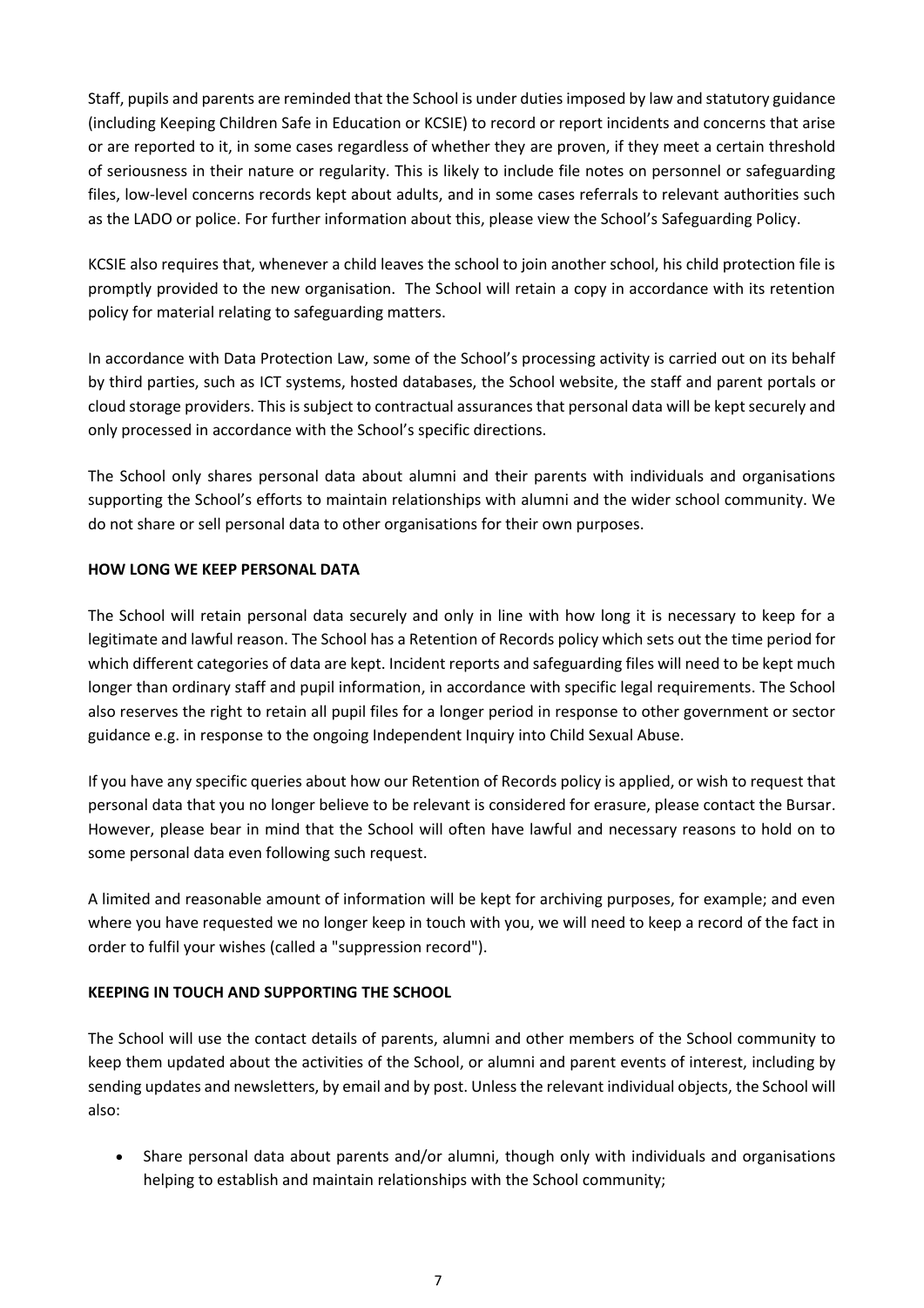Staff, pupils and parents are reminded that the School is under duties imposed by law and statutory guidance (including Keeping Children Safe in Education or KCSIE) to record or report incidents and concerns that arise or are reported to it, in some cases regardless of whether they are proven, if they meet a certain threshold of seriousness in their nature or regularity. This is likely to include file notes on personnel or safeguarding files, low-level concerns records kept about adults, and in some cases referrals to relevant authorities such as the LADO or police. For further information about this, please view the School's Safeguarding Policy.

KCSIE also requires that, whenever a child leaves the school to join another school, his child protection file is promptly provided to the new organisation. The School will retain a copy in accordance with its retention policy for material relating to safeguarding matters.

In accordance with Data Protection Law, some of the School's processing activity is carried out on its behalf by third parties, such as ICT systems, hosted databases, the School website, the staff and parent portals or cloud storage providers. This is subject to contractual assurances that personal data will be kept securely and only processed in accordance with the School's specific directions.

The School only shares personal data about alumni and their parents with individuals and organisations supporting the School's efforts to maintain relationships with alumni and the wider school community. We do not share or sell personal data to other organisations for their own purposes.

**HOW LONG WE KEEP PERSONAL DATA**

The School will retain personal data securely and only in line with how long it is necessary to keep for a legitimate and lawful reason. The School has a Retention of Records policy which sets out the time period for which different categories of data are kept. Incident reports and safeguarding files will need to be kept much longer than ordinary staff and pupil information, in accordance with specific legal requirements. The School also reserves the right to retain all pupil files for a longer period in response to other government or sector guidance e.g. in response to the ongoing Independent Inquiry into Child Sexual Abuse.

If you have any specific queries about how our Retention of Records policy is applied, or wish to request that personal data that you no longer believe to be relevant is considered for erasure, please contact the Bursar. However, please bear in mind that the School will often have lawful and necessary reasons to hold on to some personal data even following such request.

A limited and reasonable amount of information will be kept for archiving purposes, for example; and even where you have requested we no longer keep in touch with you, we will need to keep a record of the fact in order to fulfil your wishes (called a "suppression record").

**KEEPING IN TOUCH AND SUPPORTING THE SCHOOL**

The School will use the contact details of parents, alumni and other members of the School community to keep them updated about the activities of the School, or alumni and parent events of interest, including by sending updates and newsletters, by email and by post. Unless the relevant individual objects, the School will also:

- Share personal data about parents and/or alumni, though only with individuals and organisations helping to establish and maintain relationships with the School community;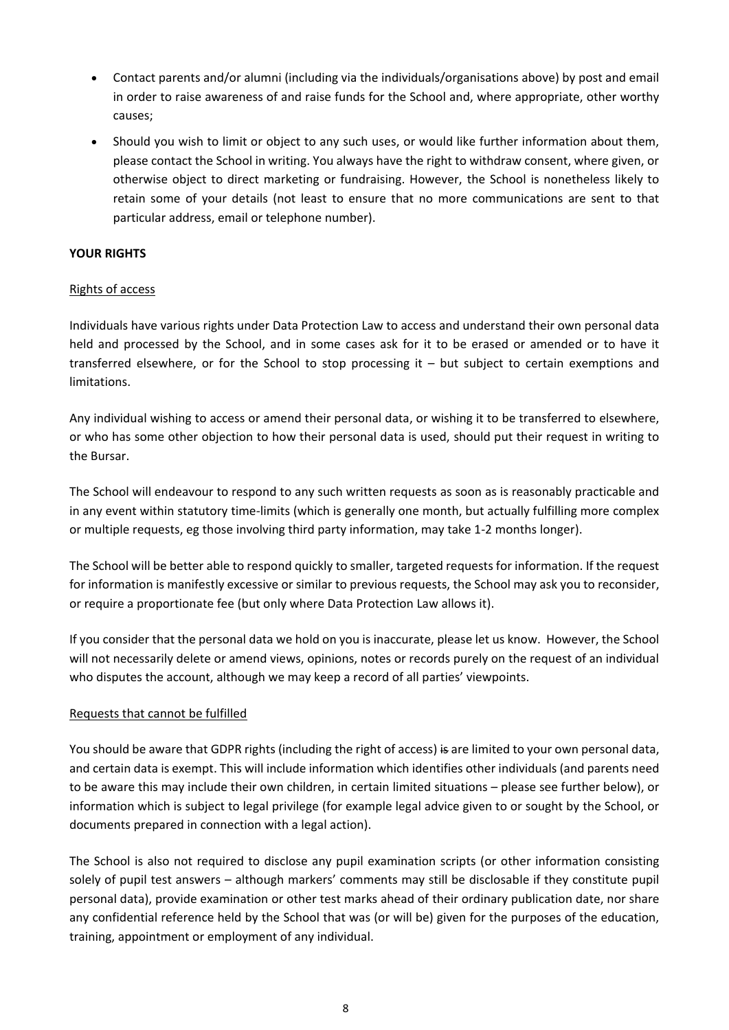- Contact parents and/or alumni (including via the individuals/organisations above) by post and email in order to raise awareness of and raise funds for the School and, where appropriate, other worthy causes;
- Should you wish to limit or object to any such uses, or would like further information about them, please contact the School in writing. You always have the right to withdraw consent, where given, or otherwise object to direct marketing or fundraising. However, the School is nonetheless likely to retain some of your details (not least to ensure that no more communications are sent to that particular address, email or telephone number).

**YOUR RIGHTS**

Rights of access

Individuals have various rights under Data Protection Law to access and understand their own personal data held and processed by the School, and in some cases ask for it to be erased or amended or to have it transferred elsewhere, or for the School to stop processing it – but subject to certain exemptions and limitations.

Any individual wishing to access or amend their personal data, or wishing it to be transferred to elsewhere, or who has some other objection to how their personal data is used, should put their request in writing to the Bursar.

The School will endeavour to respond to any such written requests as soon as is reasonably practicable and in any event within statutory time-limits (which is generally one month, but actually fulfilling more complex or multiple requests, eg those involving third party information, may take 1-2 months longer).

The School will be better able to respond quickly to smaller, targeted requests for information. If the request for information is manifestly excessive or similar to previous requests, the School may ask you to reconsider, or require a proportionate fee (but only where Data Protection Law allows it).

If you consider that the personal data we hold on you is inaccurate, please let us know. However, the School will not necessarily delete or amend views, opinions, notes or records purely on the request of an individual who disputes the account, although we may keep a record of all parties' viewpoints.

Requests that cannot be fulfilled

You should be aware that GDPR rights (including the right of access) ~~is~~ are limited to your own personal data, and certain data is exempt. This will include information which identifies other individuals (and parents need to be aware this may include their own children, in certain limited situations – please see further below), or information which is subject to legal privilege (for example legal advice given to or sought by the School, or documents prepared in connection with a legal action).

The School is also not required to disclose any pupil examination scripts (or other information consisting solely of pupil test answers – although markers' comments may still be disclosable if they constitute pupil personal data), provide examination or other test marks ahead of their ordinary publication date, nor share any confidential reference held by the School that was (or will be) given for the purposes of the education, training, appointment or employment of any individual.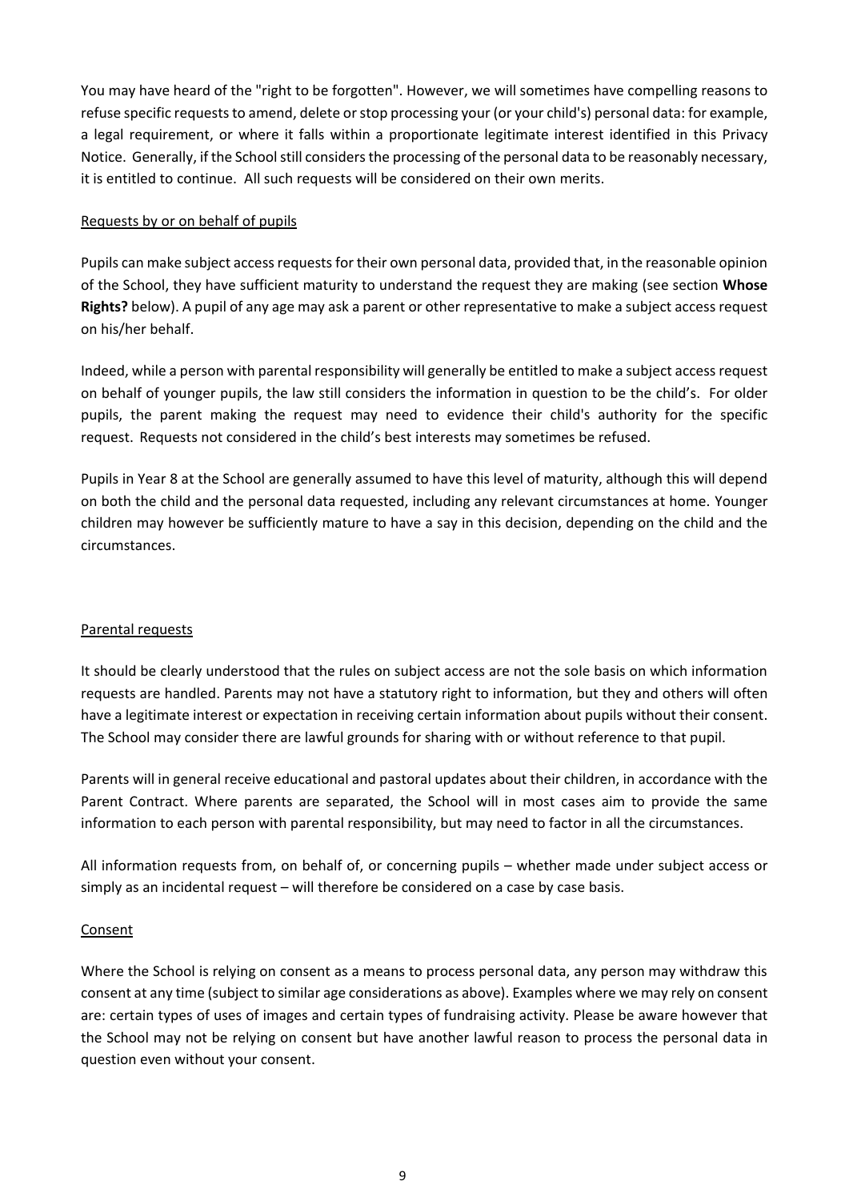You may have heard of the "right to be forgotten". However, we will sometimes have compelling reasons to refuse specific requests to amend, delete or stop processing your (or your child's) personal data: for example, a legal requirement, or where it falls within a proportionate legitimate interest identified in this Privacy Notice. Generally, if the School still considers the processing of the personal data to be reasonably necessary, it is entitled to continue. All such requests will be considered on their own merits.

Requests by or on behalf of pupils

Pupils can make subject access requests for their own personal data, provided that, in the reasonable opinion of the School, they have sufficient maturity to understand the request they are making (see section **Whose Rights?** below). A pupil of any age may ask a parent or other representative to make a subject access request on his/her behalf.

Indeed, while a person with parental responsibility will generally be entitled to make a subject access request on behalf of younger pupils, the law still considers the information in question to be the child's. For older pupils, the parent making the request may need to evidence their child's authority for the specific request. Requests not considered in the child's best interests may sometimes be refused.

Pupils in Year 8 at the School are generally assumed to have this level of maturity, although this will depend on both the child and the personal data requested, including any relevant circumstances at home. Younger children may however be sufficiently mature to have a say in this decision, depending on the child and the circumstances.

Parental requests

It should be clearly understood that the rules on subject access are not the sole basis on which information requests are handled. Parents may not have a statutory right to information, but they and others will often have a legitimate interest or expectation in receiving certain information about pupils without their consent. The School may consider there are lawful grounds for sharing with or without reference to that pupil.

Parents will in general receive educational and pastoral updates about their children, in accordance with the Parent Contract. Where parents are separated, the School will in most cases aim to provide the same information to each person with parental responsibility, but may need to factor in all the circumstances.

All information requests from, on behalf of, or concerning pupils – whether made under subject access or simply as an incidental request – will therefore be considered on a case by case basis.

Consent

Where the School is relying on consent as a means to process personal data, any person may withdraw this consent at any time (subject to similar age considerations as above). Examples where we may rely on consent are: certain types of uses of images and certain types of fundraising activity. Please be aware however that the School may not be relying on consent but have another lawful reason to process the personal data in question even without your consent.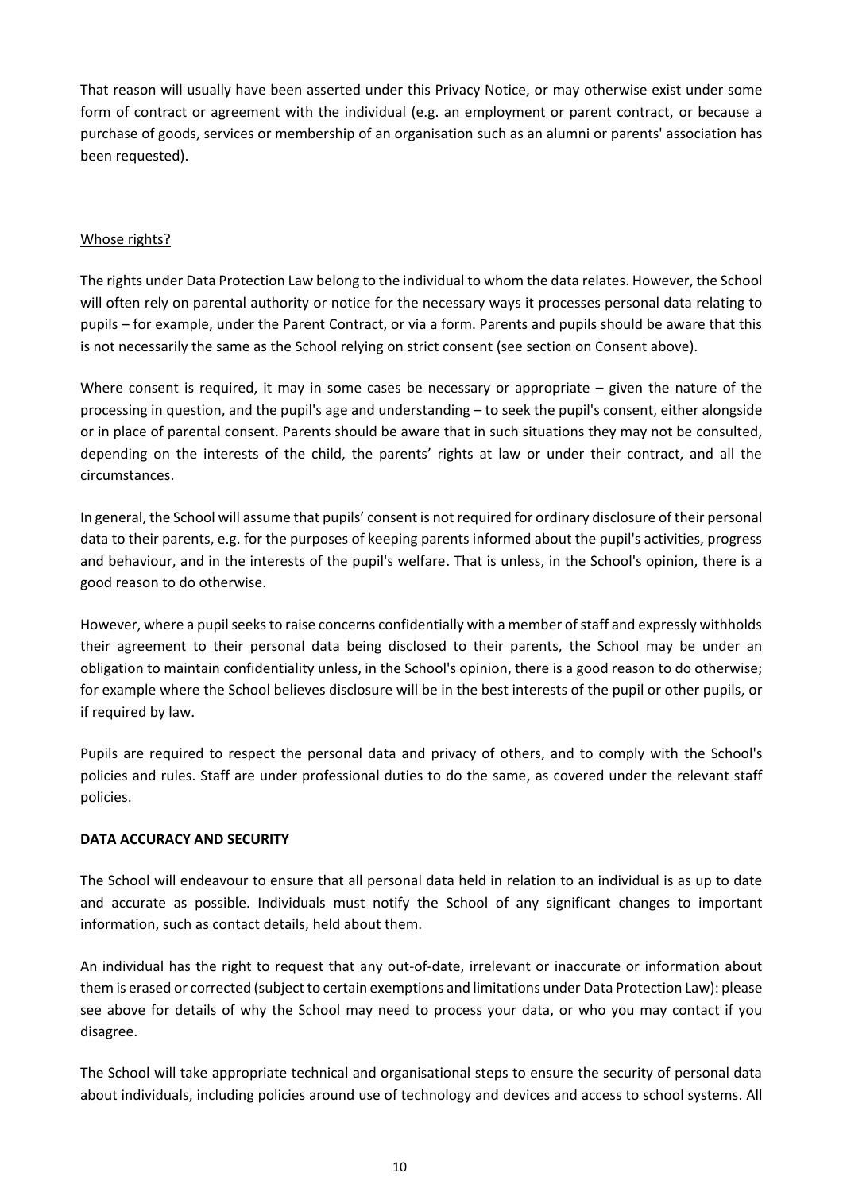That reason will usually have been asserted under this Privacy Notice, or may otherwise exist under some form of contract or agreement with the individual (e.g. an employment or parent contract, or because a purchase of goods, services or membership of an organisation such as an alumni or parents' association has been requested).

<u>Whose rights?</u>

The rights under Data Protection Law belong to the individual to whom the data relates. However, the School will often rely on parental authority or notice for the necessary ways it processes personal data relating to pupils – for example, under the Parent Contract, or via a form. Parents and pupils should be aware that this is not necessarily the same as the School relying on strict consent (see section on Consent above).

Where consent is required, it may in some cases be necessary or appropriate – given the nature of the processing in question, and the pupil's age and understanding – to seek the pupil's consent, either alongside or in place of parental consent. Parents should be aware that in such situations they may not be consulted, depending on the interests of the child, the parents' rights at law or under their contract, and all the circumstances.

In general, the School will assume that pupils' consent is not required for ordinary disclosure of their personal data to their parents, e.g. for the purposes of keeping parents informed about the pupil's activities, progress and behaviour, and in the interests of the pupil's welfare. That is unless, in the School's opinion, there is a good reason to do otherwise.

However, where a pupil seeks to raise concerns confidentially with a member of staff and expressly withholds their agreement to their personal data being disclosed to their parents, the School may be under an obligation to maintain confidentiality unless, in the School's opinion, there is a good reason to do otherwise; for example where the School believes disclosure will be in the best interests of the pupil or other pupils, or if required by law.

Pupils are required to respect the personal data and privacy of others, and to comply with the School's policies and rules. Staff are under professional duties to do the same, as covered under the relevant staff policies.

**DATA ACCURACY AND SECURITY**

The School will endeavour to ensure that all personal data held in relation to an individual is as up to date and accurate as possible. Individuals must notify the School of any significant changes to important information, such as contact details, held about them.

An individual has the right to request that any out-of-date, irrelevant or inaccurate or information about them is erased or corrected (subject to certain exemptions and limitations under Data Protection Law): please see above for details of why the School may need to process your data, or who you may contact if you disagree.

The School will take appropriate technical and organisational steps to ensure the security of personal data about individuals, including policies around use of technology and devices and access to school systems. All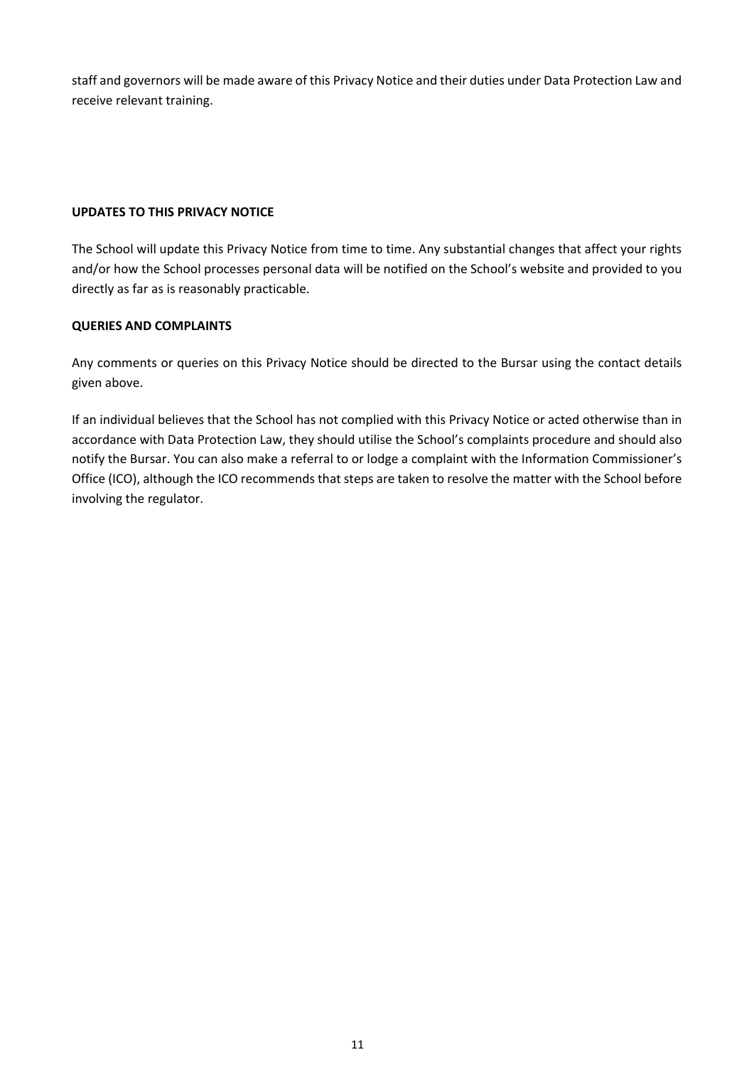staff and governors will be made aware of this Privacy Notice and their duties under Data Protection Law and receive relevant training.

**UPDATES TO THIS PRIVACY NOTICE**

The School will update this Privacy Notice from time to time. Any substantial changes that affect your rights and/or how the School processes personal data will be notified on the School's website and provided to you directly as far as is reasonably practicable.

**QUERIES AND COMPLAINTS**

Any comments or queries on this Privacy Notice should be directed to the Bursar using the contact details given above.

If an individual believes that the School has not complied with this Privacy Notice or acted otherwise than in accordance with Data Protection Law, they should utilise the School's complaints procedure and should also notify the Bursar. You can also make a referral to or lodge a complaint with the Information Commissioner's Office (ICO), although the ICO recommends that steps are taken to resolve the matter with the School before involving the regulator.